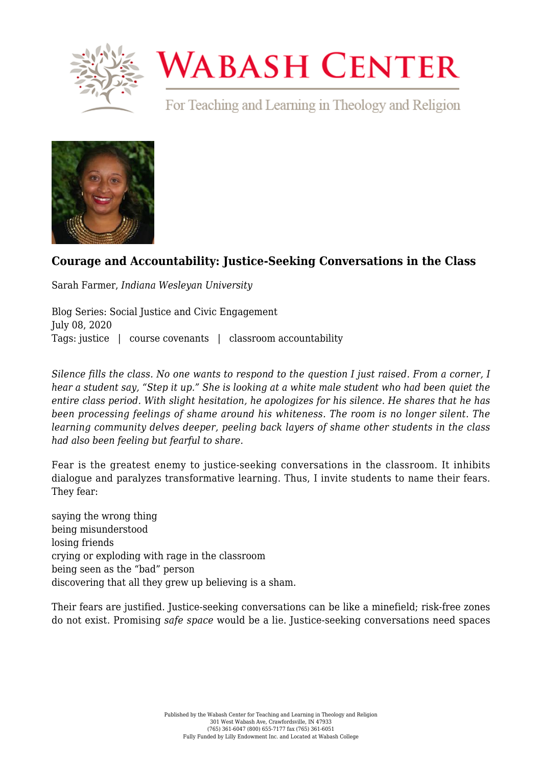# Courage and Accountability: Justice-Seeking Conversations in the Class

Sarah Farmer, *Indiana Wesleyan University*

Blog Series: Social Justice and Civic Engagement
July 08, 2020
Tags: justice | course covenants | classroom accountability

*Silence fills the class. No one wants to respond to the question I just raised. From a corner, I hear a student say, "Step it up." She is looking at a white male student who had been quiet the entire class period. With slight hesitation, he apologizes for his silence. He shares that he has been processing feelings of shame around his whiteness. The room is no longer silent. The learning community delves deeper, peeling back layers of shame other students in the class had also been feeling but fearful to share.*

Fear is the greatest enemy to justice-seeking conversations in the classroom. It inhibits dialogue and paralyzes transformative learning. Thus, I invite students to name their fears. They fear:

saying the wrong thing
being misunderstood
losing friends
crying or exploding with rage in the classroom
being seen as the "bad" person
discovering that all they grew up believing is a sham.

Their fears are justified. Justice-seeking conversations can be like a minefield; risk-free zones do not exist. Promising *safe space* would be a lie. Justice-seeking conversations need spaces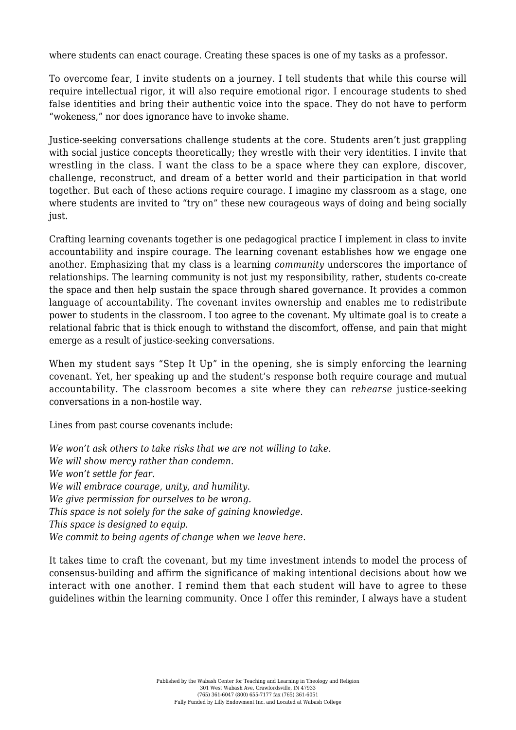where students can enact courage. Creating these spaces is one of my tasks as a professor.

To overcome fear, I invite students on a journey. I tell students that while this course will require intellectual rigor, it will also require emotional rigor. I encourage students to shed false identities and bring their authentic voice into the space. They do not have to perform "wokeness," nor does ignorance have to invoke shame.

Justice-seeking conversations challenge students at the core. Students aren't just grappling with social justice concepts theoretically; they wrestle with their very identities. I invite that wrestling in the class. I want the class to be a space where they can explore, discover, challenge, reconstruct, and dream of a better world and their participation in that world together. But each of these actions require courage. I imagine my classroom as a stage, one where students are invited to "try on" these new courageous ways of doing and being socially just.

Crafting learning covenants together is one pedagogical practice I implement in class to invite accountability and inspire courage. The learning covenant establishes how we engage one another. Emphasizing that my class is a learning *community* underscores the importance of relationships. The learning community is not just my responsibility, rather, students co-create the space and then help sustain the space through shared governance. It provides a common language of accountability. The covenant invites ownership and enables me to redistribute power to students in the classroom. I too agree to the covenant. My ultimate goal is to create a relational fabric that is thick enough to withstand the discomfort, offense, and pain that might emerge as a result of justice-seeking conversations.

When my student says "Step It Up" in the opening, she is simply enforcing the learning covenant. Yet, her speaking up and the student's response both require courage and mutual accountability. The classroom becomes a site where they can *rehearse* justice-seeking conversations in a non-hostile way.

Lines from past course covenants include:

*We won't ask others to take risks that we are not willing to take.*
*We will show mercy rather than condemn.*
*We won't settle for fear.*
*We will embrace courage, unity, and humility.*
*We give permission for ourselves to be wrong.*
*This space is not solely for the sake of gaining knowledge.*
*This space is designed to equip.*
*We commit to being agents of change when we leave here.*

It takes time to craft the covenant, but my time investment intends to model the process of consensus-building and affirm the significance of making intentional decisions about how we interact with one another. I remind them that each student will have to agree to these guidelines within the learning community. Once I offer this reminder, I always have a student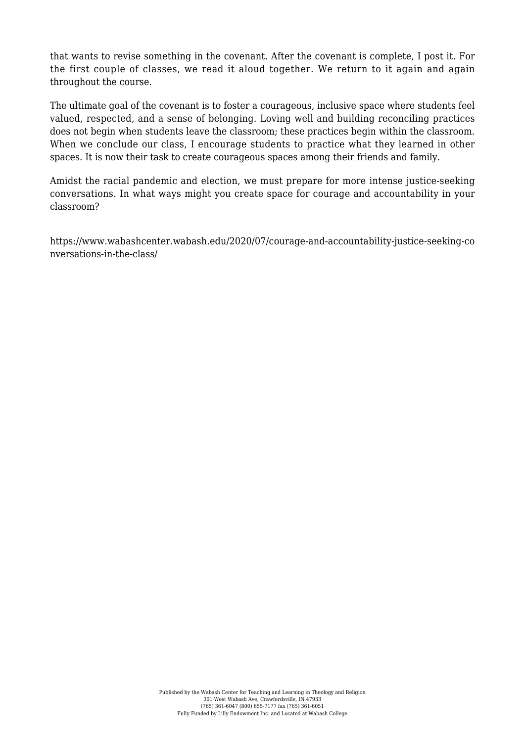that wants to revise something in the covenant. After the covenant is complete, I post it. For the first couple of classes, we read it aloud together. We return to it again and again throughout the course.

The ultimate goal of the covenant is to foster a courageous, inclusive space where students feel valued, respected, and a sense of belonging. Loving well and building reconciling practices does not begin when students leave the classroom; these practices begin within the classroom. When we conclude our class, I encourage students to practice what they learned in other spaces. It is now their task to create courageous spaces among their friends and family.

Amidst the racial pandemic and election, we must prepare for more intense justice-seeking conversations. In what ways might you create space for courage and accountability in your classroom?

https://www.wabashcenter.wabash.edu/2020/07/courage-and-accountability-justice-seeking-conversations-in-the-class/